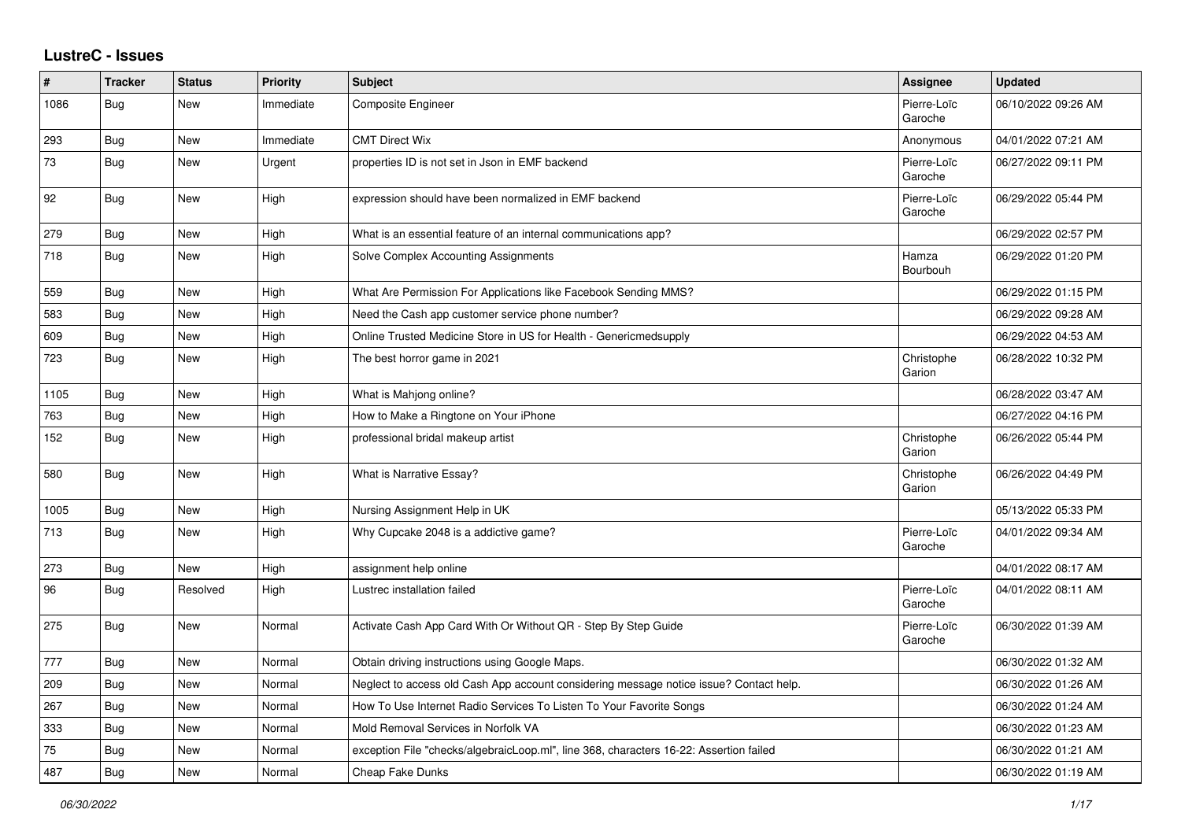## LustreC - Issues

| # | Tracker | Status | Priority | Subject | Assignee | Updated |
|---|---|---|---|---|---|---|
| 1086 | Bug | New | Immediate | Composite Engineer | Pierre-Loïc Garoche | 06/10/2022 09:26 AM |
| 293 | Bug | New | Immediate | CMT Direct Wix | Anonymous | 04/01/2022 07:21 AM |
| 73 | Bug | New | Urgent | properties ID is not set in Json in EMF backend | Pierre-Loïc Garoche | 06/27/2022 09:11 PM |
| 92 | Bug | New | High | expression should have been normalized in EMF backend | Pierre-Loïc Garoche | 06/29/2022 05:44 PM |
| 279 | Bug | New | High | What is an essential feature of an internal communications app? | | 06/29/2022 02:57 PM |
| 718 | Bug | New | High | Solve Complex Accounting Assignments | Hamza Bourbouh | 06/29/2022 01:20 PM |
| 559 | Bug | New | High | What Are Permission For Applications like Facebook Sending MMS? | | 06/29/2022 01:15 PM |
| 583 | Bug | New | High | Need the Cash app customer service phone number? | | 06/29/2022 09:28 AM |
| 609 | Bug | New | High | Online Trusted Medicine Store in US for Health - Genericmedsupply | | 06/29/2022 04:53 AM |
| 723 | Bug | New | High | The best horror game in 2021 | Christophe Garion | 06/28/2022 10:32 PM |
| 1105 | Bug | New | High | What is Mahjong online? | | 06/28/2022 03:47 AM |
| 763 | Bug | New | High | How to Make a Ringtone on Your iPhone | | 06/27/2022 04:16 PM |
| 152 | Bug | New | High | professional bridal makeup artist | Christophe Garion | 06/26/2022 05:44 PM |
| 580 | Bug | New | High | What is Narrative Essay? | Christophe Garion | 06/26/2022 04:49 PM |
| 1005 | Bug | New | High | Nursing Assignment Help in UK | | 05/13/2022 05:33 PM |
| 713 | Bug | New | High | Why Cupcake 2048 is a addictive game? | Pierre-Loïc Garoche | 04/01/2022 09:34 AM |
| 273 | Bug | New | High | assignment help online | | 04/01/2022 08:17 AM |
| 96 | Bug | Resolved | High | Lustrec installation failed | Pierre-Loïc Garoche | 04/01/2022 08:11 AM |
| 275 | Bug | New | Normal | Activate Cash App Card With Or Without QR - Step By Step Guide | Pierre-Loïc Garoche | 06/30/2022 01:39 AM |
| 777 | Bug | New | Normal | Obtain driving instructions using Google Maps. | | 06/30/2022 01:32 AM |
| 209 | Bug | New | Normal | Neglect to access old Cash App account considering message notice issue? Contact help. | | 06/30/2022 01:26 AM |
| 267 | Bug | New | Normal | How To Use Internet Radio Services To Listen To Your Favorite Songs | | 06/30/2022 01:24 AM |
| 333 | Bug | New | Normal | Mold Removal Services in Norfolk VA | | 06/30/2022 01:23 AM |
| 75 | Bug | New | Normal | exception File "checks/algebraicLoop.ml", line 368, characters 16-22: Assertion failed | | 06/30/2022 01:21 AM |
| 487 | Bug | New | Normal | Cheap Fake Dunks | | 06/30/2022 01:19 AM |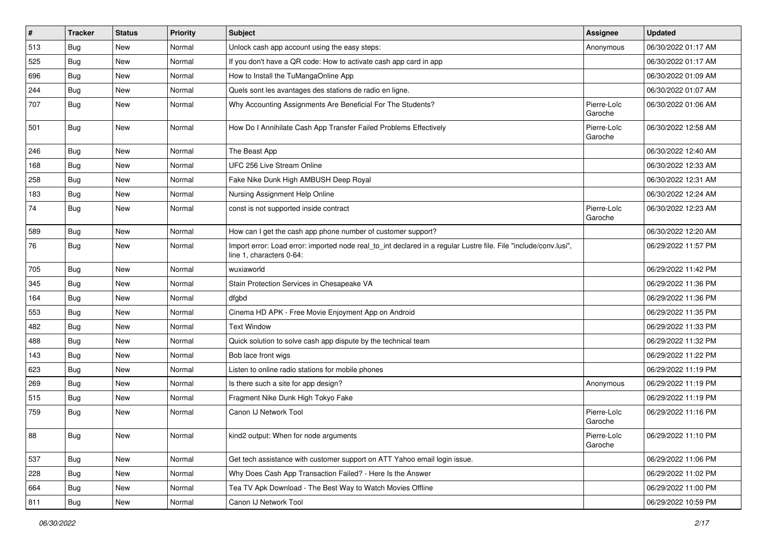| # | Tracker | Status | Priority | Subject | Assignee | Updated |
|---|---|---|---|---|---|---|
| 513 | Bug | New | Normal | Unlock cash app account using the easy steps: | Anonymous | 06/30/2022 01:17 AM |
| 525 | Bug | New | Normal | If you don't have a QR code: How to activate cash app card in app | | 06/30/2022 01:17 AM |
| 696 | Bug | New | Normal | How to Install the TuMangaOnline App | | 06/30/2022 01:09 AM |
| 244 | Bug | New | Normal | Quels sont les avantages des stations de radio en ligne. | | 06/30/2022 01:07 AM |
| 707 | Bug | New | Normal | Why Accounting Assignments Are Beneficial For The Students? | Pierre-Loïc Garoche | 06/30/2022 01:06 AM |
| 501 | Bug | New | Normal | How Do I Annihilate Cash App Transfer Failed Problems Effectively | Pierre-Loïc Garoche | 06/30/2022 12:58 AM |
| 246 | Bug | New | Normal | The Beast App | | 06/30/2022 12:40 AM |
| 168 | Bug | New | Normal | UFC 256 Live Stream Online | | 06/30/2022 12:33 AM |
| 258 | Bug | New | Normal | Fake Nike Dunk High AMBUSH Deep Royal | | 06/30/2022 12:31 AM |
| 183 | Bug | New | Normal | Nursing Assignment Help Online | | 06/30/2022 12:24 AM |
| 74 | Bug | New | Normal | const is not supported inside contract | Pierre-Loïc Garoche | 06/30/2022 12:23 AM |
| 589 | Bug | New | Normal | How can I get the cash app phone number of customer support? | | 06/30/2022 12:20 AM |
| 76 | Bug | New | Normal | Import error: Load error: imported node real_to_int declared in a regular Lustre file. File "include/conv.lusi", line 1, characters 0-64: | | 06/29/2022 11:57 PM |
| 705 | Bug | New | Normal | wuxiaworld | | 06/29/2022 11:42 PM |
| 345 | Bug | New | Normal | Stain Protection Services in Chesapeake VA | | 06/29/2022 11:36 PM |
| 164 | Bug | New | Normal | dfgbd | | 06/29/2022 11:36 PM |
| 553 | Bug | New | Normal | Cinema HD APK - Free Movie Enjoyment App on Android | | 06/29/2022 11:35 PM |
| 482 | Bug | New | Normal | Text Window | | 06/29/2022 11:33 PM |
| 488 | Bug | New | Normal | Quick solution to solve cash app dispute by the technical team | | 06/29/2022 11:32 PM |
| 143 | Bug | New | Normal | Bob lace front wigs | | 06/29/2022 11:22 PM |
| 623 | Bug | New | Normal | Listen to online radio stations for mobile phones | | 06/29/2022 11:19 PM |
| 269 | Bug | New | Normal | Is there such a site for app design? | Anonymous | 06/29/2022 11:19 PM |
| 515 | Bug | New | Normal | Fragment Nike Dunk High Tokyo Fake | | 06/29/2022 11:19 PM |
| 759 | Bug | New | Normal | Canon IJ Network Tool | Pierre-Loïc Garoche | 06/29/2022 11:16 PM |
| 88 | Bug | New | Normal | kind2 output: When for node arguments | Pierre-Loïc Garoche | 06/29/2022 11:10 PM |
| 537 | Bug | New | Normal | Get tech assistance with customer support on ATT Yahoo email login issue. | | 06/29/2022 11:06 PM |
| 228 | Bug | New | Normal | Why Does Cash App Transaction Failed? - Here Is the Answer | | 06/29/2022 11:02 PM |
| 664 | Bug | New | Normal | Tea TV Apk Download - The Best Way to Watch Movies Offline | | 06/29/2022 11:00 PM |
| 811 | Bug | New | Normal | Canon IJ Network Tool | | 06/29/2022 10:59 PM |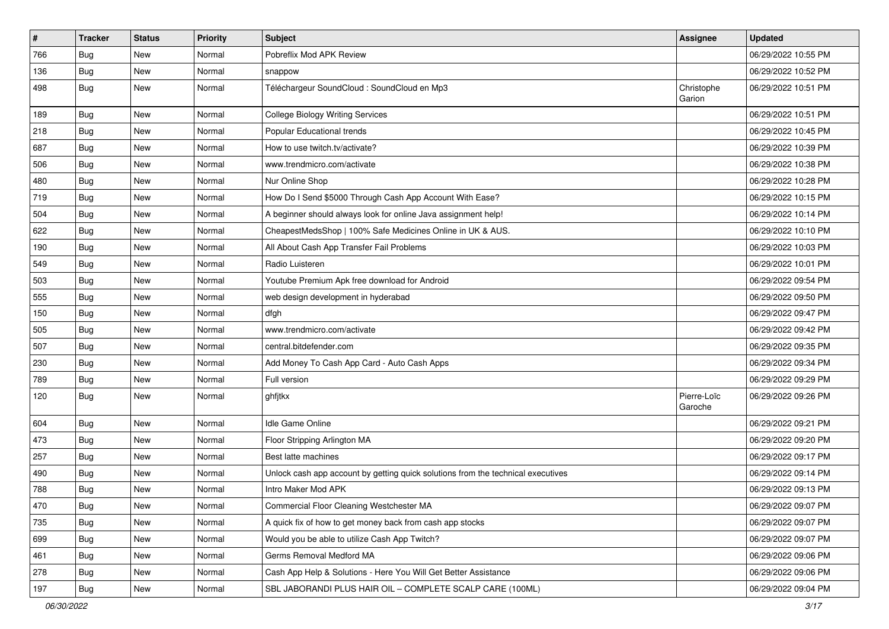| # | Tracker | Status | Priority | Subject | Assignee | Updated |
|---|---|---|---|---|---|---|
| 766 | Bug | New | Normal | Pobreflix Mod APK Review | | 06/29/2022 10:55 PM |
| 136 | Bug | New | Normal | snappow | | 06/29/2022 10:52 PM |
| 498 | Bug | New | Normal | Téléchargeur SoundCloud : SoundCloud en Mp3 | Christophe Garion | 06/29/2022 10:51 PM |
| 189 | Bug | New | Normal | College Biology Writing Services | | 06/29/2022 10:51 PM |
| 218 | Bug | New | Normal | Popular Educational trends | | 06/29/2022 10:45 PM |
| 687 | Bug | New | Normal | How to use twitch.tv/activate? | | 06/29/2022 10:39 PM |
| 506 | Bug | New | Normal | www.trendmicro.com/activate | | 06/29/2022 10:38 PM |
| 480 | Bug | New | Normal | Nur Online Shop | | 06/29/2022 10:28 PM |
| 719 | Bug | New | Normal | How Do I Send $5000 Through Cash App Account With Ease? | | 06/29/2022 10:15 PM |
| 504 | Bug | New | Normal | A beginner should always look for online Java assignment help! | | 06/29/2022 10:14 PM |
| 622 | Bug | New | Normal | CheapestMedsShop \| 100% Safe Medicines Online in UK & AUS. | | 06/29/2022 10:10 PM |
| 190 | Bug | New | Normal | All About Cash App Transfer Fail Problems | | 06/29/2022 10:03 PM |
| 549 | Bug | New | Normal | Radio Luisteren | | 06/29/2022 10:01 PM |
| 503 | Bug | New | Normal | Youtube Premium Apk free download for Android | | 06/29/2022 09:54 PM |
| 555 | Bug | New | Normal | web design development in hyderabad | | 06/29/2022 09:50 PM |
| 150 | Bug | New | Normal | dfgh | | 06/29/2022 09:47 PM |
| 505 | Bug | New | Normal | www.trendmicro.com/activate | | 06/29/2022 09:42 PM |
| 507 | Bug | New | Normal | central.bitdefender.com | | 06/29/2022 09:35 PM |
| 230 | Bug | New | Normal | Add Money To Cash App Card - Auto Cash Apps | | 06/29/2022 09:34 PM |
| 789 | Bug | New | Normal | Full version | | 06/29/2022 09:29 PM |
| 120 | Bug | New | Normal | ghfjtkx | Pierre-Loïc Garoche | 06/29/2022 09:26 PM |
| 604 | Bug | New | Normal | Idle Game Online | | 06/29/2022 09:21 PM |
| 473 | Bug | New | Normal | Floor Stripping Arlington MA | | 06/29/2022 09:20 PM |
| 257 | Bug | New | Normal | Best latte machines | | 06/29/2022 09:17 PM |
| 490 | Bug | New | Normal | Unlock cash app account by getting quick solutions from the technical executives | | 06/29/2022 09:14 PM |
| 788 | Bug | New | Normal | Intro Maker Mod APK | | 06/29/2022 09:13 PM |
| 470 | Bug | New | Normal | Commercial Floor Cleaning Westchester MA | | 06/29/2022 09:07 PM |
| 735 | Bug | New | Normal | A quick fix of how to get money back from cash app stocks | | 06/29/2022 09:07 PM |
| 699 | Bug | New | Normal | Would you be able to utilize Cash App Twitch? | | 06/29/2022 09:07 PM |
| 461 | Bug | New | Normal | Germs Removal Medford MA | | 06/29/2022 09:06 PM |
| 278 | Bug | New | Normal | Cash App Help & Solutions - Here You Will Get Better Assistance | | 06/29/2022 09:06 PM |
| 197 | Bug | New | Normal | SBL JABORANDI PLUS HAIR OIL – COMPLETE SCALP CARE (100ML) | | 06/29/2022 09:04 PM |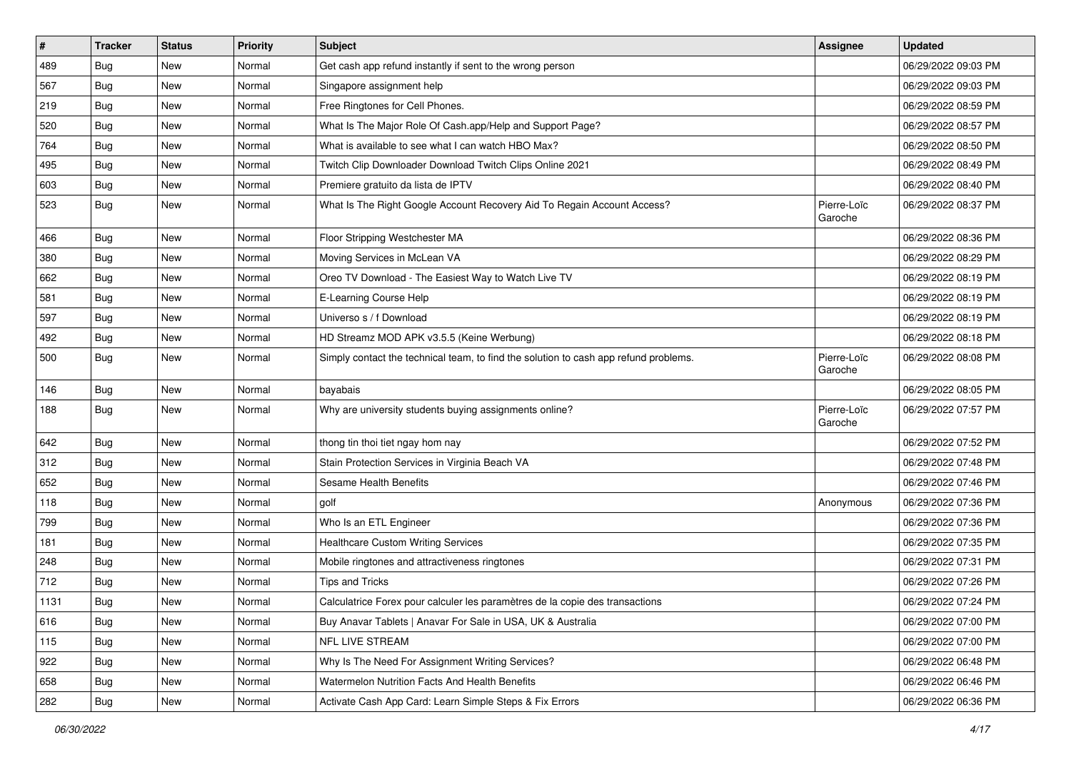| # | Tracker | Status | Priority | Subject | Assignee | Updated |
|---|---|---|---|---|---|---|
| 489 | Bug | New | Normal | Get cash app refund instantly if sent to the wrong person | | 06/29/2022 09:03 PM |
| 567 | Bug | New | Normal | Singapore assignment help | | 06/29/2022 09:03 PM |
| 219 | Bug | New | Normal | Free Ringtones for Cell Phones. | | 06/29/2022 08:59 PM |
| 520 | Bug | New | Normal | What Is The Major Role Of Cash.app/Help and Support Page? | | 06/29/2022 08:57 PM |
| 764 | Bug | New | Normal | What is available to see what I can watch HBO Max? | | 06/29/2022 08:50 PM |
| 495 | Bug | New | Normal | Twitch Clip Downloader Download Twitch Clips Online 2021 | | 06/29/2022 08:49 PM |
| 603 | Bug | New | Normal | Premiere gratuito da lista de IPTV | | 06/29/2022 08:40 PM |
| 523 | Bug | New | Normal | What Is The Right Google Account Recovery Aid To Regain Account Access? | Pierre-Loïc Garoche | 06/29/2022 08:37 PM |
| 466 | Bug | New | Normal | Floor Stripping Westchester MA | | 06/29/2022 08:36 PM |
| 380 | Bug | New | Normal | Moving Services in McLean VA | | 06/29/2022 08:29 PM |
| 662 | Bug | New | Normal | Oreo TV Download - The Easiest Way to Watch Live TV | | 06/29/2022 08:19 PM |
| 581 | Bug | New | Normal | E-Learning Course Help | | 06/29/2022 08:19 PM |
| 597 | Bug | New | Normal | Universo s / f Download | | 06/29/2022 08:19 PM |
| 492 | Bug | New | Normal | HD Streamz MOD APK v3.5.5 (Keine Werbung) | | 06/29/2022 08:18 PM |
| 500 | Bug | New | Normal | Simply contact the technical team, to find the solution to cash app refund problems. | Pierre-Loïc Garoche | 06/29/2022 08:08 PM |
| 146 | Bug | New | Normal | bayabais | | 06/29/2022 08:05 PM |
| 188 | Bug | New | Normal | Why are university students buying assignments online? | Pierre-Loïc Garoche | 06/29/2022 07:57 PM |
| 642 | Bug | New | Normal | thong tin thoi tiet ngay hom nay | | 06/29/2022 07:52 PM |
| 312 | Bug | New | Normal | Stain Protection Services in Virginia Beach VA | | 06/29/2022 07:48 PM |
| 652 | Bug | New | Normal | Sesame Health Benefits | | 06/29/2022 07:46 PM |
| 118 | Bug | New | Normal | golf | Anonymous | 06/29/2022 07:36 PM |
| 799 | Bug | New | Normal | Who Is an ETL Engineer | | 06/29/2022 07:36 PM |
| 181 | Bug | New | Normal | Healthcare Custom Writing Services | | 06/29/2022 07:35 PM |
| 248 | Bug | New | Normal | Mobile ringtones and attractiveness ringtones | | 06/29/2022 07:31 PM |
| 712 | Bug | New | Normal | Tips and Tricks | | 06/29/2022 07:26 PM |
| 1131 | Bug | New | Normal | Calculatrice Forex pour calculer les paramètres de la copie des transactions | | 06/29/2022 07:24 PM |
| 616 | Bug | New | Normal | Buy Anavar Tablets \| Anavar For Sale in USA, UK & Australia | | 06/29/2022 07:00 PM |
| 115 | Bug | New | Normal | NFL LIVE STREAM | | 06/29/2022 07:00 PM |
| 922 | Bug | New | Normal | Why Is The Need For Assignment Writing Services? | | 06/29/2022 06:48 PM |
| 658 | Bug | New | Normal | Watermelon Nutrition Facts And Health Benefits | | 06/29/2022 06:46 PM |
| 282 | Bug | New | Normal | Activate Cash App Card: Learn Simple Steps & Fix Errors | | 06/29/2022 06:36 PM |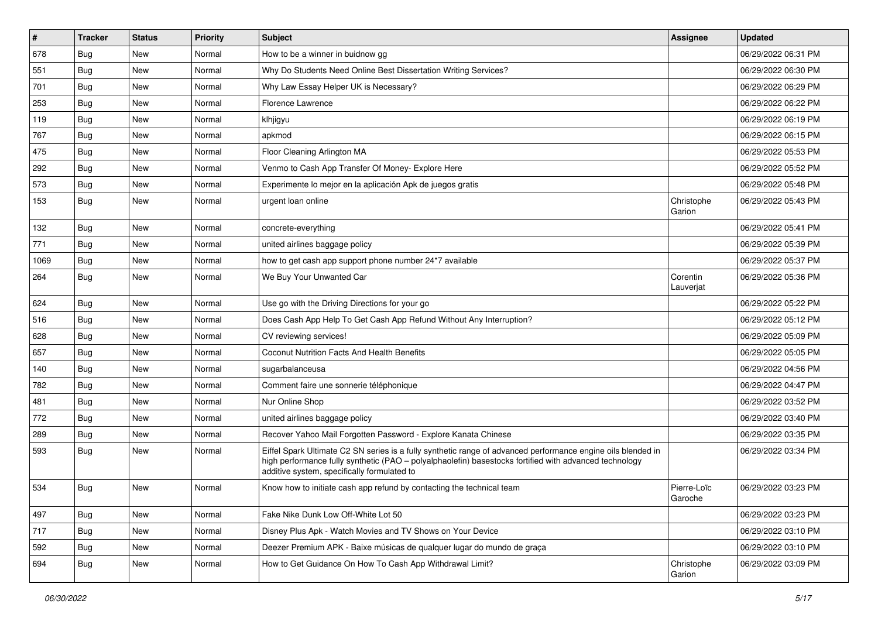| # | Tracker | Status | Priority | Subject | Assignee | Updated |
|---|---|---|---|---|---|---|
| 678 | Bug | New | Normal | How to be a winner in buidnow gg | | 06/29/2022 06:31 PM |
| 551 | Bug | New | Normal | Why Do Students Need Online Best Dissertation Writing Services? | | 06/29/2022 06:30 PM |
| 701 | Bug | New | Normal | Why Law Essay Helper UK is Necessary? | | 06/29/2022 06:29 PM |
| 253 | Bug | New | Normal | Florence Lawrence | | 06/29/2022 06:22 PM |
| 119 | Bug | New | Normal | klhjigyu | | 06/29/2022 06:19 PM |
| 767 | Bug | New | Normal | apkmod | | 06/29/2022 06:15 PM |
| 475 | Bug | New | Normal | Floor Cleaning Arlington MA | | 06/29/2022 05:53 PM |
| 292 | Bug | New | Normal | Venmo to Cash App Transfer Of Money- Explore Here | | 06/29/2022 05:52 PM |
| 573 | Bug | New | Normal | Experimente lo mejor en la aplicación Apk de juegos gratis | | 06/29/2022 05:48 PM |
| 153 | Bug | New | Normal | urgent loan online | Christophe Garion | 06/29/2022 05:43 PM |
| 132 | Bug | New | Normal | concrete-everything | | 06/29/2022 05:41 PM |
| 771 | Bug | New | Normal | united airlines baggage policy | | 06/29/2022 05:39 PM |
| 1069 | Bug | New | Normal | how to get cash app support phone number 24*7 available | | 06/29/2022 05:37 PM |
| 264 | Bug | New | Normal | We Buy Your Unwanted Car | Corentin Lauverjat | 06/29/2022 05:36 PM |
| 624 | Bug | New | Normal | Use go with the Driving Directions for your go | | 06/29/2022 05:22 PM |
| 516 | Bug | New | Normal | Does Cash App Help To Get Cash App Refund Without Any Interruption? | | 06/29/2022 05:12 PM |
| 628 | Bug | New | Normal | CV reviewing services! | | 06/29/2022 05:09 PM |
| 657 | Bug | New | Normal | Coconut Nutrition Facts And Health Benefits | | 06/29/2022 05:05 PM |
| 140 | Bug | New | Normal | sugarbalanceusa | | 06/29/2022 04:56 PM |
| 782 | Bug | New | Normal | Comment faire une sonnerie téléphonique | | 06/29/2022 04:47 PM |
| 481 | Bug | New | Normal | Nur Online Shop | | 06/29/2022 03:52 PM |
| 772 | Bug | New | Normal | united airlines baggage policy | | 06/29/2022 03:40 PM |
| 289 | Bug | New | Normal | Recover Yahoo Mail Forgotten Password - Explore Kanata Chinese | | 06/29/2022 03:35 PM |
| 593 | Bug | New | Normal | Eiffel Spark Ultimate C2 SN series is a fully synthetic range of advanced performance engine oils blended in high performance fully synthetic (PAO – polyalphaolefin) basestocks fortified with advanced technology additive system, specifically formulated to | | 06/29/2022 03:34 PM |
| 534 | Bug | New | Normal | Know how to initiate cash app refund by contacting the technical team | Pierre-Loïc Garoche | 06/29/2022 03:23 PM |
| 497 | Bug | New | Normal | Fake Nike Dunk Low Off-White Lot 50 | | 06/29/2022 03:23 PM |
| 717 | Bug | New | Normal | Disney Plus Apk - Watch Movies and TV Shows on Your Device | | 06/29/2022 03:10 PM |
| 592 | Bug | New | Normal | Deezer Premium APK - Baixe músicas de qualquer lugar do mundo de graça | | 06/29/2022 03:10 PM |
| 694 | Bug | New | Normal | How to Get Guidance On How To Cash App Withdrawal Limit? | Christophe Garion | 06/29/2022 03:09 PM |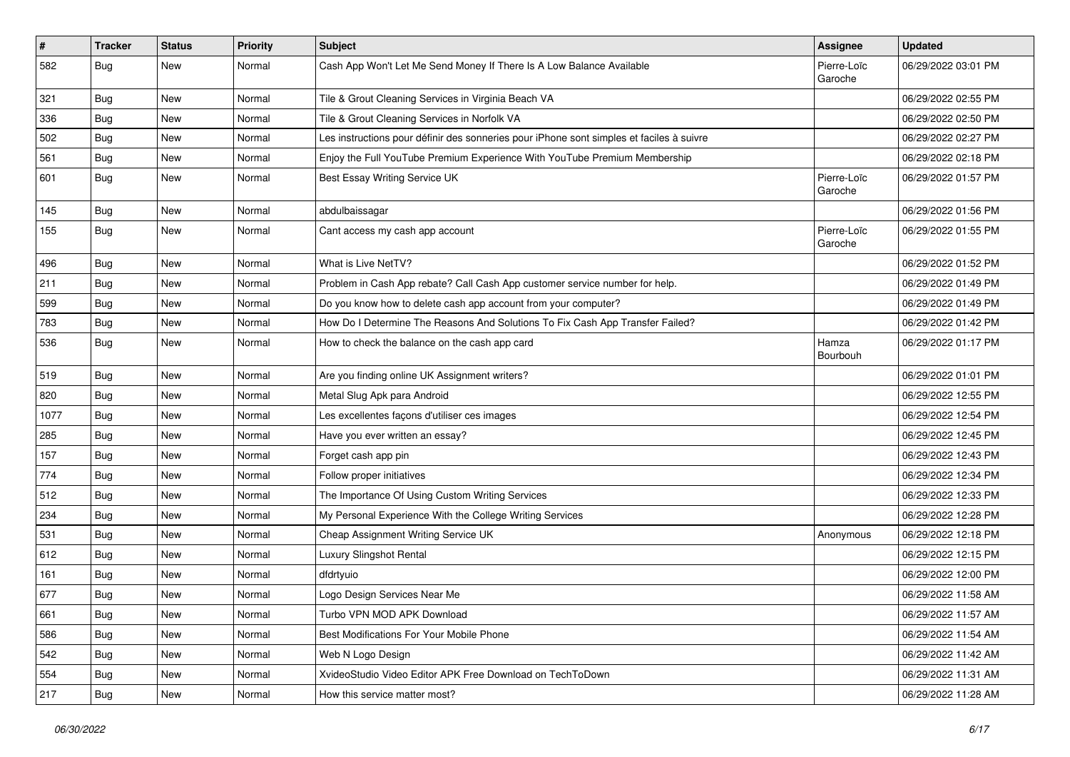| # | Tracker | Status | Priority | Subject | Assignee | Updated |
| --- | --- | --- | --- | --- | --- | --- |
| 582 | Bug | New | Normal | Cash App Won't Let Me Send Money If There Is A Low Balance Available | Pierre-Loïc Garoche | 06/29/2022 03:01 PM |
| 321 | Bug | New | Normal | Tile & Grout Cleaning Services in Virginia Beach VA | | 06/29/2022 02:55 PM |
| 336 | Bug | New | Normal | Tile & Grout Cleaning Services in Norfolk VA | | 06/29/2022 02:50 PM |
| 502 | Bug | New | Normal | Les instructions pour définir des sonneries pour iPhone sont simples et faciles à suivre | | 06/29/2022 02:27 PM |
| 561 | Bug | New | Normal | Enjoy the Full YouTube Premium Experience With YouTube Premium Membership | | 06/29/2022 02:18 PM |
| 601 | Bug | New | Normal | Best Essay Writing Service UK | Pierre-Loïc Garoche | 06/29/2022 01:57 PM |
| 145 | Bug | New | Normal | abdulbaissagar | | 06/29/2022 01:56 PM |
| 155 | Bug | New | Normal | Cant access my cash app account | Pierre-Loïc Garoche | 06/29/2022 01:55 PM |
| 496 | Bug | New | Normal | What is Live NetTV? | | 06/29/2022 01:52 PM |
| 211 | Bug | New | Normal | Problem in Cash App rebate? Call Cash App customer service number for help. | | 06/29/2022 01:49 PM |
| 599 | Bug | New | Normal | Do you know how to delete cash app account from your computer? | | 06/29/2022 01:49 PM |
| 783 | Bug | New | Normal | How Do I Determine The Reasons And Solutions To Fix Cash App Transfer Failed? | | 06/29/2022 01:42 PM |
| 536 | Bug | New | Normal | How to check the balance on the cash app card | Hamza Bourbouh | 06/29/2022 01:17 PM |
| 519 | Bug | New | Normal | Are you finding online UK Assignment writers? | | 06/29/2022 01:01 PM |
| 820 | Bug | New | Normal | Metal Slug Apk para Android | | 06/29/2022 12:55 PM |
| 1077 | Bug | New | Normal | Les excellentes façons d'utiliser ces images | | 06/29/2022 12:54 PM |
| 285 | Bug | New | Normal | Have you ever written an essay? | | 06/29/2022 12:45 PM |
| 157 | Bug | New | Normal | Forget cash app pin | | 06/29/2022 12:43 PM |
| 774 | Bug | New | Normal | Follow proper initiatives | | 06/29/2022 12:34 PM |
| 512 | Bug | New | Normal | The Importance Of Using Custom Writing Services | | 06/29/2022 12:33 PM |
| 234 | Bug | New | Normal | My Personal Experience With the College Writing Services | | 06/29/2022 12:28 PM |
| 531 | Bug | New | Normal | Cheap Assignment Writing Service UK | Anonymous | 06/29/2022 12:18 PM |
| 612 | Bug | New | Normal | Luxury Slingshot Rental | | 06/29/2022 12:15 PM |
| 161 | Bug | New | Normal | dfdrtyuio | | 06/29/2022 12:00 PM |
| 677 | Bug | New | Normal | Logo Design Services Near Me | | 06/29/2022 11:58 AM |
| 661 | Bug | New | Normal | Turbo VPN MOD APK Download | | 06/29/2022 11:57 AM |
| 586 | Bug | New | Normal | Best Modifications For Your Mobile Phone | | 06/29/2022 11:54 AM |
| 542 | Bug | New | Normal | Web N Logo Design | | 06/29/2022 11:42 AM |
| 554 | Bug | New | Normal | XvideoStudio Video Editor APK Free Download on TechToDown | | 06/29/2022 11:31 AM |
| 217 | Bug | New | Normal | How this service matter most? | | 06/29/2022 11:28 AM |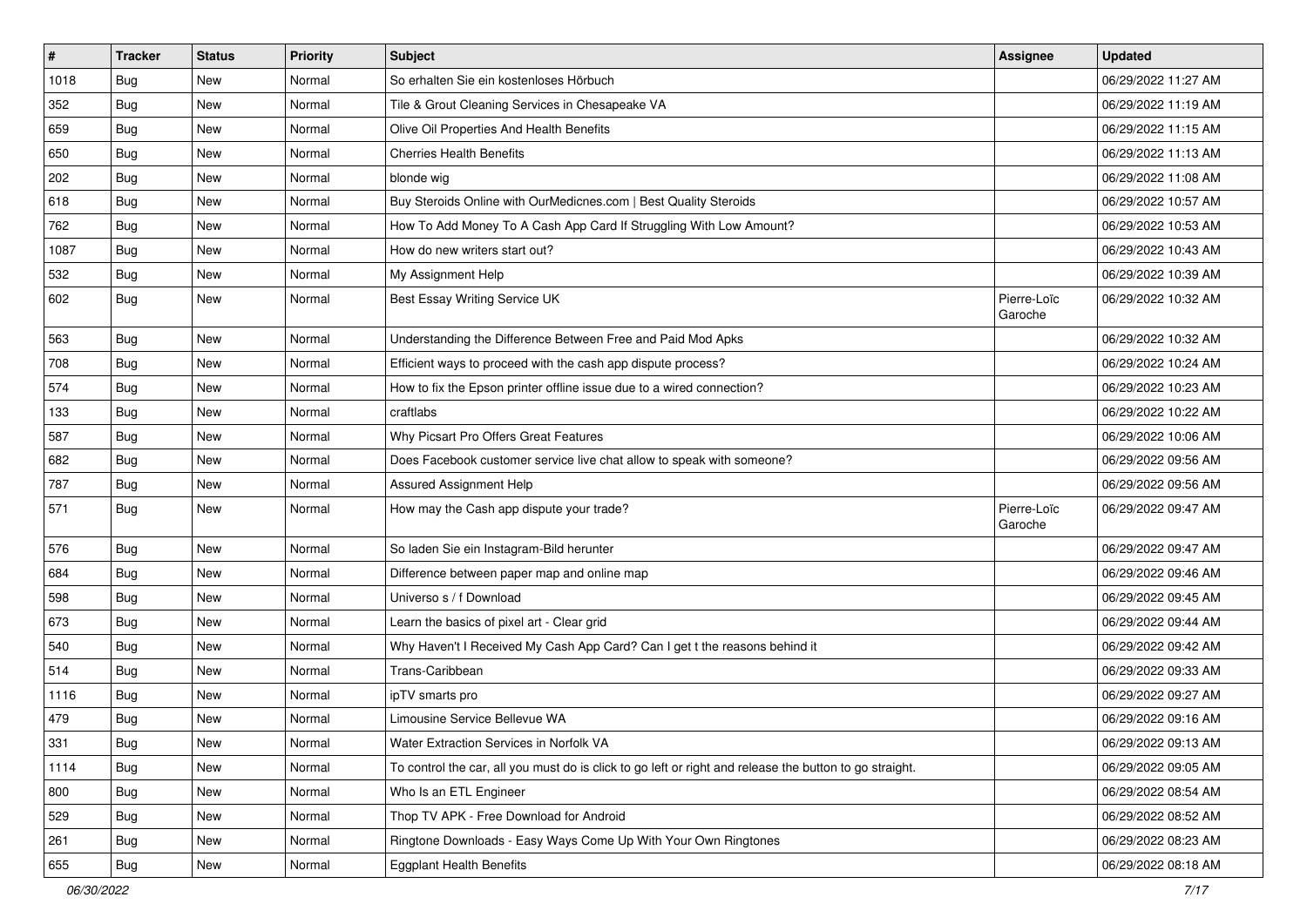| # | Tracker | Status | Priority | Subject | Assignee | Updated |
|---|---|---|---|---|---|---|
| 1018 | Bug | New | Normal | So erhalten Sie ein kostenloses Hörbuch | | 06/29/2022 11:27 AM |
| 352 | Bug | New | Normal | Tile & Grout Cleaning Services in Chesapeake VA | | 06/29/2022 11:19 AM |
| 659 | Bug | New | Normal | Olive Oil Properties And Health Benefits | | 06/29/2022 11:15 AM |
| 650 | Bug | New | Normal | Cherries Health Benefits | | 06/29/2022 11:13 AM |
| 202 | Bug | New | Normal | blonde wig | | 06/29/2022 11:08 AM |
| 618 | Bug | New | Normal | Buy Steroids Online with OurMedicnes.com \| Best Quality Steroids | | 06/29/2022 10:57 AM |
| 762 | Bug | New | Normal | How To Add Money To A Cash App Card If Struggling With Low Amount? | | 06/29/2022 10:53 AM |
| 1087 | Bug | New | Normal | How do new writers start out? | | 06/29/2022 10:43 AM |
| 532 | Bug | New | Normal | My Assignment Help | | 06/29/2022 10:39 AM |
| 602 | Bug | New | Normal | Best Essay Writing Service UK | Pierre-Loïc Garoche | 06/29/2022 10:32 AM |
| 563 | Bug | New | Normal | Understanding the Difference Between Free and Paid Mod Apks | | 06/29/2022 10:32 AM |
| 708 | Bug | New | Normal | Efficient ways to proceed with the cash app dispute process? | | 06/29/2022 10:24 AM |
| 574 | Bug | New | Normal | How to fix the Epson printer offline issue due to a wired connection? | | 06/29/2022 10:23 AM |
| 133 | Bug | New | Normal | craftlabs | | 06/29/2022 10:22 AM |
| 587 | Bug | New | Normal | Why Picsart Pro Offers Great Features | | 06/29/2022 10:06 AM |
| 682 | Bug | New | Normal | Does Facebook customer service live chat allow to speak with someone? | | 06/29/2022 09:56 AM |
| 787 | Bug | New | Normal | Assured Assignment Help | | 06/29/2022 09:56 AM |
| 571 | Bug | New | Normal | How may the Cash app dispute your trade? | Pierre-Loïc Garoche | 06/29/2022 09:47 AM |
| 576 | Bug | New | Normal | So laden Sie ein Instagram-Bild herunter | | 06/29/2022 09:47 AM |
| 684 | Bug | New | Normal | Difference between paper map and online map | | 06/29/2022 09:46 AM |
| 598 | Bug | New | Normal | Universo s / f Download | | 06/29/2022 09:45 AM |
| 673 | Bug | New | Normal | Learn the basics of pixel art - Clear grid | | 06/29/2022 09:44 AM |
| 540 | Bug | New | Normal | Why Haven't I Received My Cash App Card? Can I get t the reasons behind it | | 06/29/2022 09:42 AM |
| 514 | Bug | New | Normal | Trans-Caribbean | | 06/29/2022 09:33 AM |
| 1116 | Bug | New | Normal | ipTV smarts pro | | 06/29/2022 09:27 AM |
| 479 | Bug | New | Normal | Limousine Service Bellevue WA | | 06/29/2022 09:16 AM |
| 331 | Bug | New | Normal | Water Extraction Services in Norfolk VA | | 06/29/2022 09:13 AM |
| 1114 | Bug | New | Normal | To control the car, all you must do is click to go left or right and release the button to go straight. | | 06/29/2022 09:05 AM |
| 800 | Bug | New | Normal | Who Is an ETL Engineer | | 06/29/2022 08:54 AM |
| 529 | Bug | New | Normal | Thop TV APK - Free Download for Android | | 06/29/2022 08:52 AM |
| 261 | Bug | New | Normal | Ringtone Downloads - Easy Ways Come Up With Your Own Ringtones | | 06/29/2022 08:23 AM |
| 655 | Bug | New | Normal | Eggplant Health Benefits | | 06/29/2022 08:18 AM |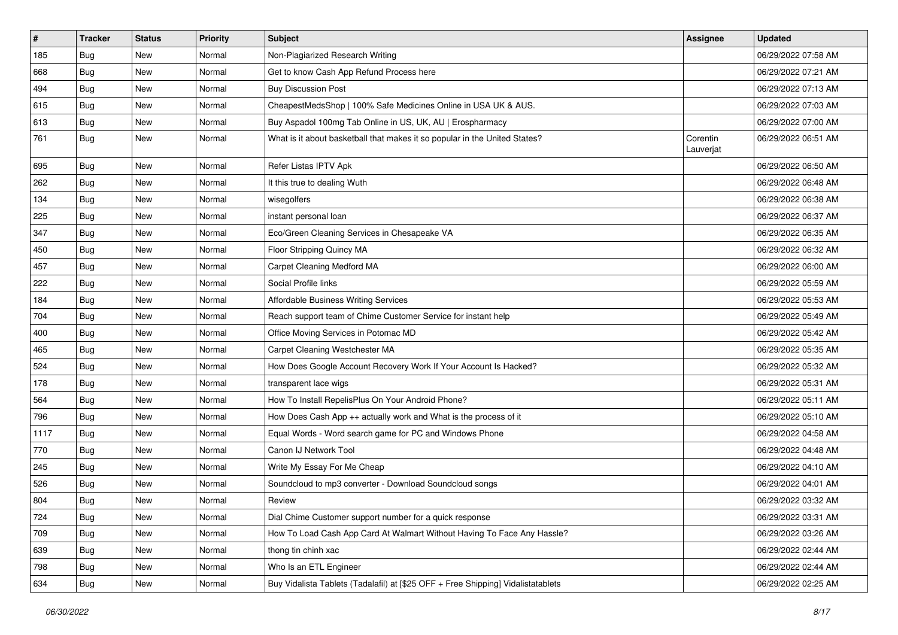| # | Tracker | Status | Priority | Subject | Assignee | Updated |
|---|---|---|---|---|---|---|
| 185 | Bug | New | Normal | Non-Plagiarized Research Writing | | 06/29/2022 07:58 AM |
| 668 | Bug | New | Normal | Get to know Cash App Refund Process here | | 06/29/2022 07:21 AM |
| 494 | Bug | New | Normal | Buy Discussion Post | | 06/29/2022 07:13 AM |
| 615 | Bug | New | Normal | CheapestMedsShop \| 100% Safe Medicines Online in USA UK & AUS. | | 06/29/2022 07:03 AM |
| 613 | Bug | New | Normal | Buy Aspadol 100mg Tab Online in US, UK, AU \| Erospharmacy | | 06/29/2022 07:00 AM |
| 761 | Bug | New | Normal | What is it about basketball that makes it so popular in the United States? | Corentin Lauverjat | 06/29/2022 06:51 AM |
| 695 | Bug | New | Normal | Refer Listas IPTV Apk | | 06/29/2022 06:50 AM |
| 262 | Bug | New | Normal | It this true to dealing Wuth | | 06/29/2022 06:48 AM |
| 134 | Bug | New | Normal | wisegolfers | | 06/29/2022 06:38 AM |
| 225 | Bug | New | Normal | instant personal loan | | 06/29/2022 06:37 AM |
| 347 | Bug | New | Normal | Eco/Green Cleaning Services in Chesapeake VA | | 06/29/2022 06:35 AM |
| 450 | Bug | New | Normal | Floor Stripping Quincy MA | | 06/29/2022 06:32 AM |
| 457 | Bug | New | Normal | Carpet Cleaning Medford MA | | 06/29/2022 06:00 AM |
| 222 | Bug | New | Normal | Social Profile links | | 06/29/2022 05:59 AM |
| 184 | Bug | New | Normal | Affordable Business Writing Services | | 06/29/2022 05:53 AM |
| 704 | Bug | New | Normal | Reach support team of Chime Customer Service for instant help | | 06/29/2022 05:49 AM |
| 400 | Bug | New | Normal | Office Moving Services in Potomac MD | | 06/29/2022 05:42 AM |
| 465 | Bug | New | Normal | Carpet Cleaning Westchester MA | | 06/29/2022 05:35 AM |
| 524 | Bug | New | Normal | How Does Google Account Recovery Work If Your Account Is Hacked? | | 06/29/2022 05:32 AM |
| 178 | Bug | New | Normal | transparent lace wigs | | 06/29/2022 05:31 AM |
| 564 | Bug | New | Normal | How To Install RepelisPlus On Your Android Phone? | | 06/29/2022 05:11 AM |
| 796 | Bug | New | Normal | How Does Cash App ++ actually work and What is the process of it | | 06/29/2022 05:10 AM |
| 1117 | Bug | New | Normal | Equal Words - Word search game for PC and Windows Phone | | 06/29/2022 04:58 AM |
| 770 | Bug | New | Normal | Canon IJ Network Tool | | 06/29/2022 04:48 AM |
| 245 | Bug | New | Normal | Write My Essay For Me Cheap | | 06/29/2022 04:10 AM |
| 526 | Bug | New | Normal | Soundcloud to mp3 converter - Download Soundcloud songs | | 06/29/2022 04:01 AM |
| 804 | Bug | New | Normal | Review | | 06/29/2022 03:32 AM |
| 724 | Bug | New | Normal | Dial Chime Customer support number for a quick response | | 06/29/2022 03:31 AM |
| 709 | Bug | New | Normal | How To Load Cash App Card At Walmart Without Having To Face Any Hassle? | | 06/29/2022 03:26 AM |
| 639 | Bug | New | Normal | thong tin chinh xac | | 06/29/2022 02:44 AM |
| 798 | Bug | New | Normal | Who Is an ETL Engineer | | 06/29/2022 02:44 AM |
| 634 | Bug | New | Normal | Buy Vidalista Tablets (Tadalafil) at [$25 OFF + Free Shipping] Vidalistatablets | | 06/29/2022 02:25 AM |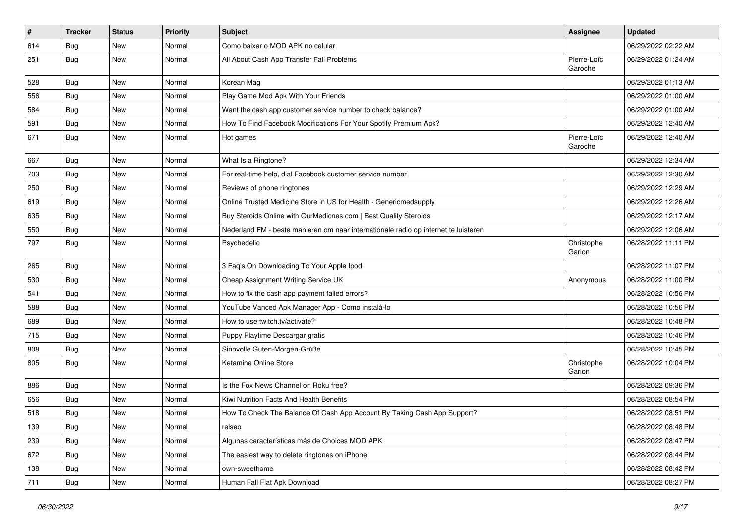| # | Tracker | Status | Priority | Subject | Assignee | Updated |
|---|---|---|---|---|---|---|
| 614 | Bug | New | Normal | Como baixar o MOD APK no celular | | 06/29/2022 02:22 AM |
| 251 | Bug | New | Normal | All About Cash App Transfer Fail Problems | Pierre-Loïc Garoche | 06/29/2022 01:24 AM |
| 528 | Bug | New | Normal | Korean Mag | | 06/29/2022 01:13 AM |
| 556 | Bug | New | Normal | Play Game Mod Apk With Your Friends | | 06/29/2022 01:00 AM |
| 584 | Bug | New | Normal | Want the cash app customer service number to check balance? | | 06/29/2022 01:00 AM |
| 591 | Bug | New | Normal | How To Find Facebook Modifications For Your Spotify Premium Apk? | | 06/29/2022 12:40 AM |
| 671 | Bug | New | Normal | Hot games | Pierre-Loïc Garoche | 06/29/2022 12:40 AM |
| 667 | Bug | New | Normal | What Is a Ringtone? | | 06/29/2022 12:34 AM |
| 703 | Bug | New | Normal | For real-time help, dial Facebook customer service number | | 06/29/2022 12:30 AM |
| 250 | Bug | New | Normal | Reviews of phone ringtones | | 06/29/2022 12:29 AM |
| 619 | Bug | New | Normal | Online Trusted Medicine Store in US for Health - Genericmedsupply | | 06/29/2022 12:26 AM |
| 635 | Bug | New | Normal | Buy Steroids Online with OurMedicnes.com | Best Quality Steroids | | 06/29/2022 12:17 AM |
| 550 | Bug | New | Normal | Nederland FM - beste manieren om naar internationale radio op internet te luisteren | | 06/29/2022 12:06 AM |
| 797 | Bug | New | Normal | Psychedelic | Christophe Garion | 06/28/2022 11:11 PM |
| 265 | Bug | New | Normal | 3 Faq's On Downloading To Your Apple Ipod | | 06/28/2022 11:07 PM |
| 530 | Bug | New | Normal | Cheap Assignment Writing Service UK | Anonymous | 06/28/2022 11:00 PM |
| 541 | Bug | New | Normal | How to fix the cash app payment failed errors? | | 06/28/2022 10:56 PM |
| 588 | Bug | New | Normal | YouTube Vanced Apk Manager App - Como instalá-lo | | 06/28/2022 10:56 PM |
| 689 | Bug | New | Normal | How to use twitch.tv/activate? | | 06/28/2022 10:48 PM |
| 715 | Bug | New | Normal | Puppy Playtime Descargar gratis | | 06/28/2022 10:46 PM |
| 808 | Bug | New | Normal | Sinnvolle Guten-Morgen-Grüße | | 06/28/2022 10:45 PM |
| 805 | Bug | New | Normal | Ketamine Online Store | Christophe Garion | 06/28/2022 10:04 PM |
| 886 | Bug | New | Normal | Is the Fox News Channel on Roku free? | | 06/28/2022 09:36 PM |
| 656 | Bug | New | Normal | Kiwi Nutrition Facts And Health Benefits | | 06/28/2022 08:54 PM |
| 518 | Bug | New | Normal | How To Check The Balance Of Cash App Account By Taking Cash App Support? | | 06/28/2022 08:51 PM |
| 139 | Bug | New | Normal | relseo | | 06/28/2022 08:48 PM |
| 239 | Bug | New | Normal | Algunas características más de Choices MOD APK | | 06/28/2022 08:47 PM |
| 672 | Bug | New | Normal | The easiest way to delete ringtones on iPhone | | 06/28/2022 08:44 PM |
| 138 | Bug | New | Normal | own-sweethome | | 06/28/2022 08:42 PM |
| 711 | Bug | New | Normal | Human Fall Flat Apk Download | | 06/28/2022 08:27 PM |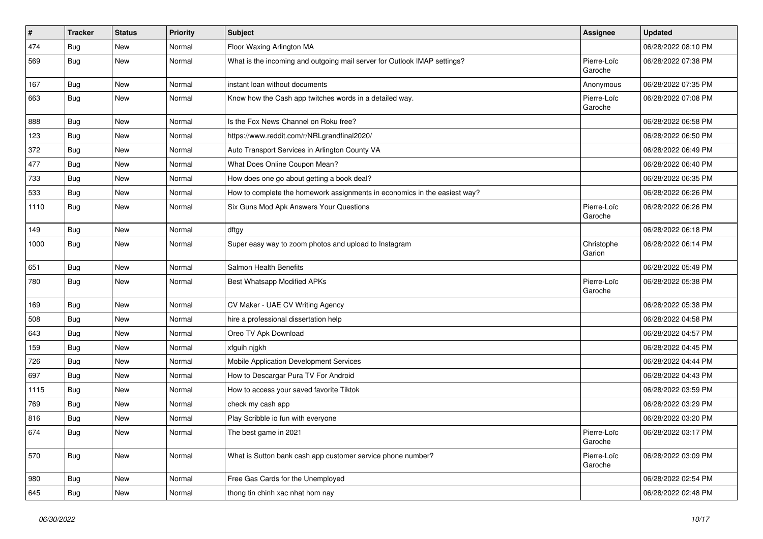| # | Tracker | Status | Priority | Subject | Assignee | Updated |
|---|---|---|---|---|---|---|
| 474 | Bug | New | Normal | Floor Waxing Arlington MA | | 06/28/2022 08:10 PM |
| 569 | Bug | New | Normal | What is the incoming and outgoing mail server for Outlook IMAP settings? | Pierre-Loïc Garoche | 06/28/2022 07:38 PM |
| 167 | Bug | New | Normal | instant loan without documents | Anonymous | 06/28/2022 07:35 PM |
| 663 | Bug | New | Normal | Know how the Cash app twitches words in a detailed way. | Pierre-Loïc Garoche | 06/28/2022 07:08 PM |
| 888 | Bug | New | Normal | Is the Fox News Channel on Roku free? | | 06/28/2022 06:58 PM |
| 123 | Bug | New | Normal | https://www.reddit.com/r/NRLgrandfinal2020/ | | 06/28/2022 06:50 PM |
| 372 | Bug | New | Normal | Auto Transport Services in Arlington County VA | | 06/28/2022 06:49 PM |
| 477 | Bug | New | Normal | What Does Online Coupon Mean? | | 06/28/2022 06:40 PM |
| 733 | Bug | New | Normal | How does one go about getting a book deal? | | 06/28/2022 06:35 PM |
| 533 | Bug | New | Normal | How to complete the homework assignments in economics in the easiest way? | | 06/28/2022 06:26 PM |
| 1110 | Bug | New | Normal | Six Guns Mod Apk Answers Your Questions | Pierre-Loïc Garoche | 06/28/2022 06:26 PM |
| 149 | Bug | New | Normal | dftgy | | 06/28/2022 06:18 PM |
| 1000 | Bug | New | Normal | Super easy way to zoom photos and upload to Instagram | Christophe Garion | 06/28/2022 06:14 PM |
| 651 | Bug | New | Normal | Salmon Health Benefits | | 06/28/2022 05:49 PM |
| 780 | Bug | New | Normal | Best Whatsapp Modified APKs | Pierre-Loïc Garoche | 06/28/2022 05:38 PM |
| 169 | Bug | New | Normal | CV Maker - UAE CV Writing Agency | | 06/28/2022 05:38 PM |
| 508 | Bug | New | Normal | hire a professional dissertation help | | 06/28/2022 04:58 PM |
| 643 | Bug | New | Normal | Oreo TV Apk Download | | 06/28/2022 04:57 PM |
| 159 | Bug | New | Normal | xfguih njgkh | | 06/28/2022 04:45 PM |
| 726 | Bug | New | Normal | Mobile Application Development Services | | 06/28/2022 04:44 PM |
| 697 | Bug | New | Normal | How to Descargar Pura TV For Android | | 06/28/2022 04:43 PM |
| 1115 | Bug | New | Normal | How to access your saved favorite Tiktok | | 06/28/2022 03:59 PM |
| 769 | Bug | New | Normal | check my cash app | | 06/28/2022 03:29 PM |
| 816 | Bug | New | Normal | Play Scribble io fun with everyone | | 06/28/2022 03:20 PM |
| 674 | Bug | New | Normal | The best game in 2021 | Pierre-Loïc Garoche | 06/28/2022 03:17 PM |
| 570 | Bug | New | Normal | What is Sutton bank cash app customer service phone number? | Pierre-Loïc Garoche | 06/28/2022 03:09 PM |
| 980 | Bug | New | Normal | Free Gas Cards for the Unemployed | | 06/28/2022 02:54 PM |
| 645 | Bug | New | Normal | thong tin chinh xac nhat hom nay | | 06/28/2022 02:48 PM |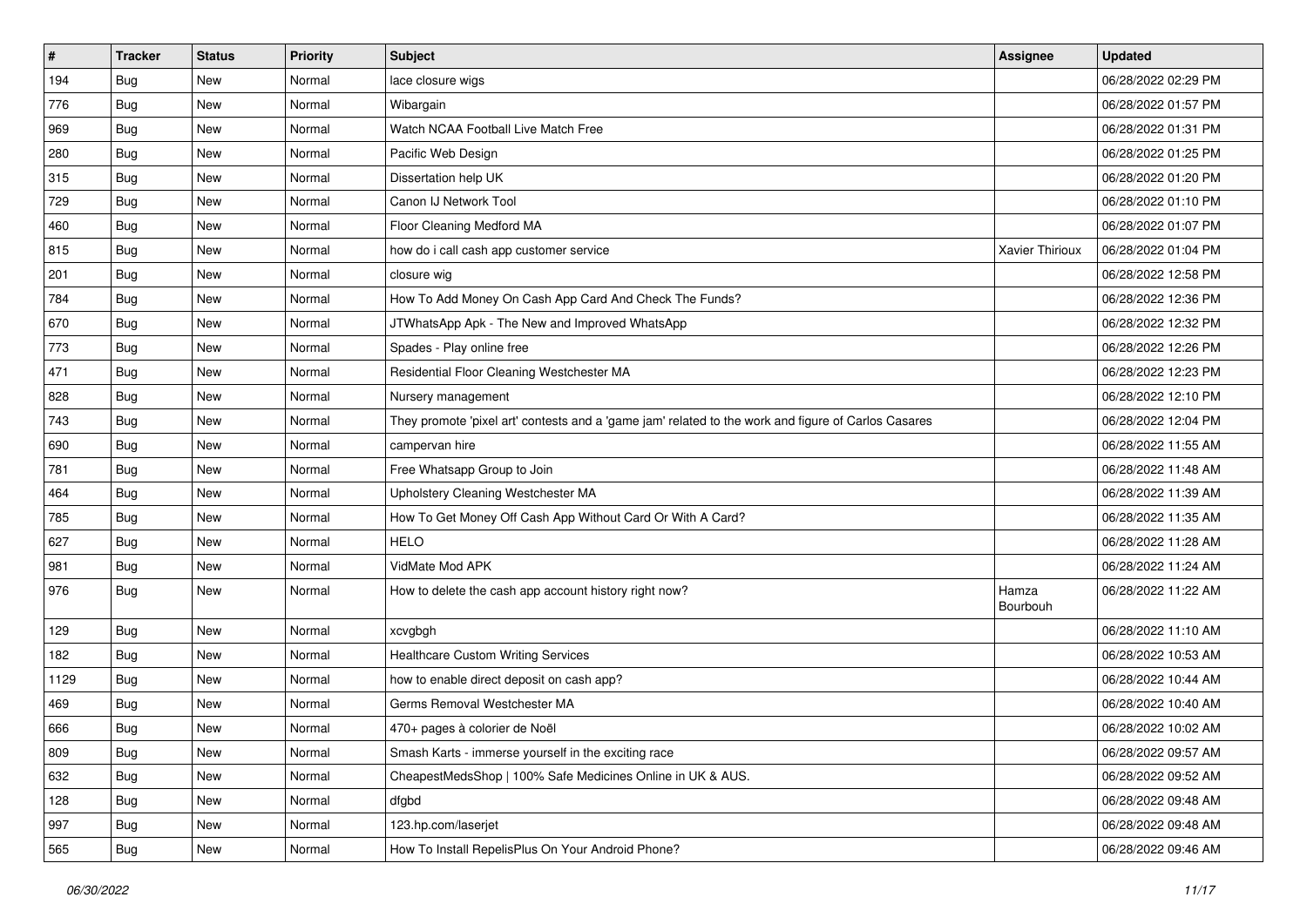| # | Tracker | Status | Priority | Subject | Assignee | Updated |
|---|---|---|---|---|---|---|
| 194 | Bug | New | Normal | lace closure wigs | | 06/28/2022 02:29 PM |
| 776 | Bug | New | Normal | Wibargain | | 06/28/2022 01:57 PM |
| 969 | Bug | New | Normal | Watch NCAA Football Live Match Free | | 06/28/2022 01:31 PM |
| 280 | Bug | New | Normal | Pacific Web Design | | 06/28/2022 01:25 PM |
| 315 | Bug | New | Normal | Dissertation help UK | | 06/28/2022 01:20 PM |
| 729 | Bug | New | Normal | Canon IJ Network Tool | | 06/28/2022 01:10 PM |
| 460 | Bug | New | Normal | Floor Cleaning Medford MA | | 06/28/2022 01:07 PM |
| 815 | Bug | New | Normal | how do i call cash app customer service | Xavier Thirioux | 06/28/2022 01:04 PM |
| 201 | Bug | New | Normal | closure wig | | 06/28/2022 12:58 PM |
| 784 | Bug | New | Normal | How To Add Money On Cash App Card And Check The Funds? | | 06/28/2022 12:36 PM |
| 670 | Bug | New | Normal | JTWhatsApp Apk - The New and Improved WhatsApp | | 06/28/2022 12:32 PM |
| 773 | Bug | New | Normal | Spades - Play online free | | 06/28/2022 12:26 PM |
| 471 | Bug | New | Normal | Residential Floor Cleaning Westchester MA | | 06/28/2022 12:23 PM |
| 828 | Bug | New | Normal | Nursery management | | 06/28/2022 12:10 PM |
| 743 | Bug | New | Normal | They promote 'pixel art' contests and a 'game jam' related to the work and figure of Carlos Casares | | 06/28/2022 12:04 PM |
| 690 | Bug | New | Normal | campervan hire | | 06/28/2022 11:55 AM |
| 781 | Bug | New | Normal | Free Whatsapp Group to Join | | 06/28/2022 11:48 AM |
| 464 | Bug | New | Normal | Upholstery Cleaning Westchester MA | | 06/28/2022 11:39 AM |
| 785 | Bug | New | Normal | How To Get Money Off Cash App Without Card Or With A Card? | | 06/28/2022 11:35 AM |
| 627 | Bug | New | Normal | HELO | | 06/28/2022 11:28 AM |
| 981 | Bug | New | Normal | VidMate Mod APK | | 06/28/2022 11:24 AM |
| 976 | Bug | New | Normal | How to delete the cash app account history right now? | Hamza Bourbouh | 06/28/2022 11:22 AM |
| 129 | Bug | New | Normal | xcvgbgh | | 06/28/2022 11:10 AM |
| 182 | Bug | New | Normal | Healthcare Custom Writing Services | | 06/28/2022 10:53 AM |
| 1129 | Bug | New | Normal | how to enable direct deposit on cash app? | | 06/28/2022 10:44 AM |
| 469 | Bug | New | Normal | Germs Removal Westchester MA | | 06/28/2022 10:40 AM |
| 666 | Bug | New | Normal | 470+ pages à colorier de Noël | | 06/28/2022 10:02 AM |
| 809 | Bug | New | Normal | Smash Karts - immerse yourself in the exciting race | | 06/28/2022 09:57 AM |
| 632 | Bug | New | Normal | CheapestMedsShop \| 100% Safe Medicines Online in UK & AUS. | | 06/28/2022 09:52 AM |
| 128 | Bug | New | Normal | dfgbd | | 06/28/2022 09:48 AM |
| 997 | Bug | New | Normal | 123.hp.com/laserjet | | 06/28/2022 09:48 AM |
| 565 | Bug | New | Normal | How To Install RepelisPlus On Your Android Phone? | | 06/28/2022 09:46 AM |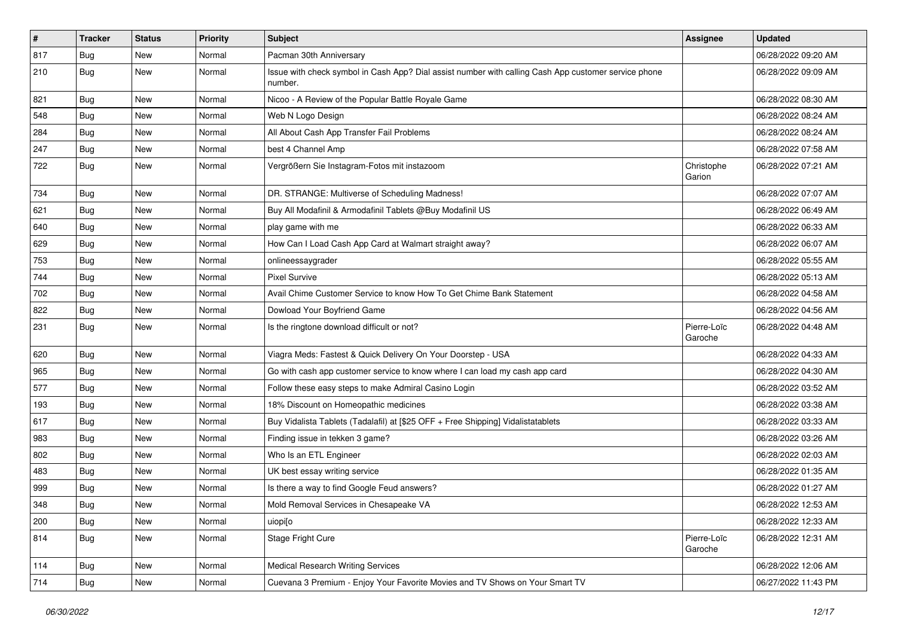| # | Tracker | Status | Priority | Subject | Assignee | Updated |
|---|---|---|---|---|---|---|
| 817 | Bug | New | Normal | Pacman 30th Anniversary | | 06/28/2022 09:20 AM |
| 210 | Bug | New | Normal | Issue with check symbol in Cash App? Dial assist number with calling Cash App customer service phone number. | | 06/28/2022 09:09 AM |
| 821 | Bug | New | Normal | Nicoo - A Review of the Popular Battle Royale Game | | 06/28/2022 08:30 AM |
| 548 | Bug | New | Normal | Web N Logo Design | | 06/28/2022 08:24 AM |
| 284 | Bug | New | Normal | All About Cash App Transfer Fail Problems | | 06/28/2022 08:24 AM |
| 247 | Bug | New | Normal | best 4 Channel Amp | | 06/28/2022 07:58 AM |
| 722 | Bug | New | Normal | Vergrößern Sie Instagram-Fotos mit instazoom | Christophe Garion | 06/28/2022 07:21 AM |
| 734 | Bug | New | Normal | DR. STRANGE: Multiverse of Scheduling Madness! | | 06/28/2022 07:07 AM |
| 621 | Bug | New | Normal | Buy All Modafinil & Armodafinil Tablets @Buy Modafinil US | | 06/28/2022 06:49 AM |
| 640 | Bug | New | Normal | play game with me | | 06/28/2022 06:33 AM |
| 629 | Bug | New | Normal | How Can I Load Cash App Card at Walmart straight away? | | 06/28/2022 06:07 AM |
| 753 | Bug | New | Normal | onlineessaygrader | | 06/28/2022 05:55 AM |
| 744 | Bug | New | Normal | Pixel Survive | | 06/28/2022 05:13 AM |
| 702 | Bug | New | Normal | Avail Chime Customer Service to know How To Get Chime Bank Statement | | 06/28/2022 04:58 AM |
| 822 | Bug | New | Normal | Dowload Your Boyfriend Game | | 06/28/2022 04:56 AM |
| 231 | Bug | New | Normal | Is the ringtone download difficult or not? | Pierre-Loïc Garoche | 06/28/2022 04:48 AM |
| 620 | Bug | New | Normal | Viagra Meds: Fastest & Quick Delivery On Your Doorstep - USA | | 06/28/2022 04:33 AM |
| 965 | Bug | New | Normal | Go with cash app customer service to know where I can load my cash app card | | 06/28/2022 04:30 AM |
| 577 | Bug | New | Normal | Follow these easy steps to make Admiral Casino Login | | 06/28/2022 03:52 AM |
| 193 | Bug | New | Normal | 18% Discount on Homeopathic medicines | | 06/28/2022 03:38 AM |
| 617 | Bug | New | Normal | Buy Vidalista Tablets (Tadalafil) at [$25 OFF + Free Shipping] Vidalistatablets | | 06/28/2022 03:33 AM |
| 983 | Bug | New | Normal | Finding issue in tekken 3 game? | | 06/28/2022 03:26 AM |
| 802 | Bug | New | Normal | Who Is an ETL Engineer | | 06/28/2022 02:03 AM |
| 483 | Bug | New | Normal | UK best essay writing service | | 06/28/2022 01:35 AM |
| 999 | Bug | New | Normal | Is there a way to find Google Feud answers? | | 06/28/2022 01:27 AM |
| 348 | Bug | New | Normal | Mold Removal Services in Chesapeake VA | | 06/28/2022 12:53 AM |
| 200 | Bug | New | Normal | uiopi[o | | 06/28/2022 12:33 AM |
| 814 | Bug | New | Normal | Stage Fright Cure | Pierre-Loïc Garoche | 06/28/2022 12:31 AM |
| 114 | Bug | New | Normal | Medical Research Writing Services | | 06/28/2022 12:06 AM |
| 714 | Bug | New | Normal | Cuevana 3 Premium - Enjoy Your Favorite Movies and TV Shows on Your Smart TV | | 06/27/2022 11:43 PM |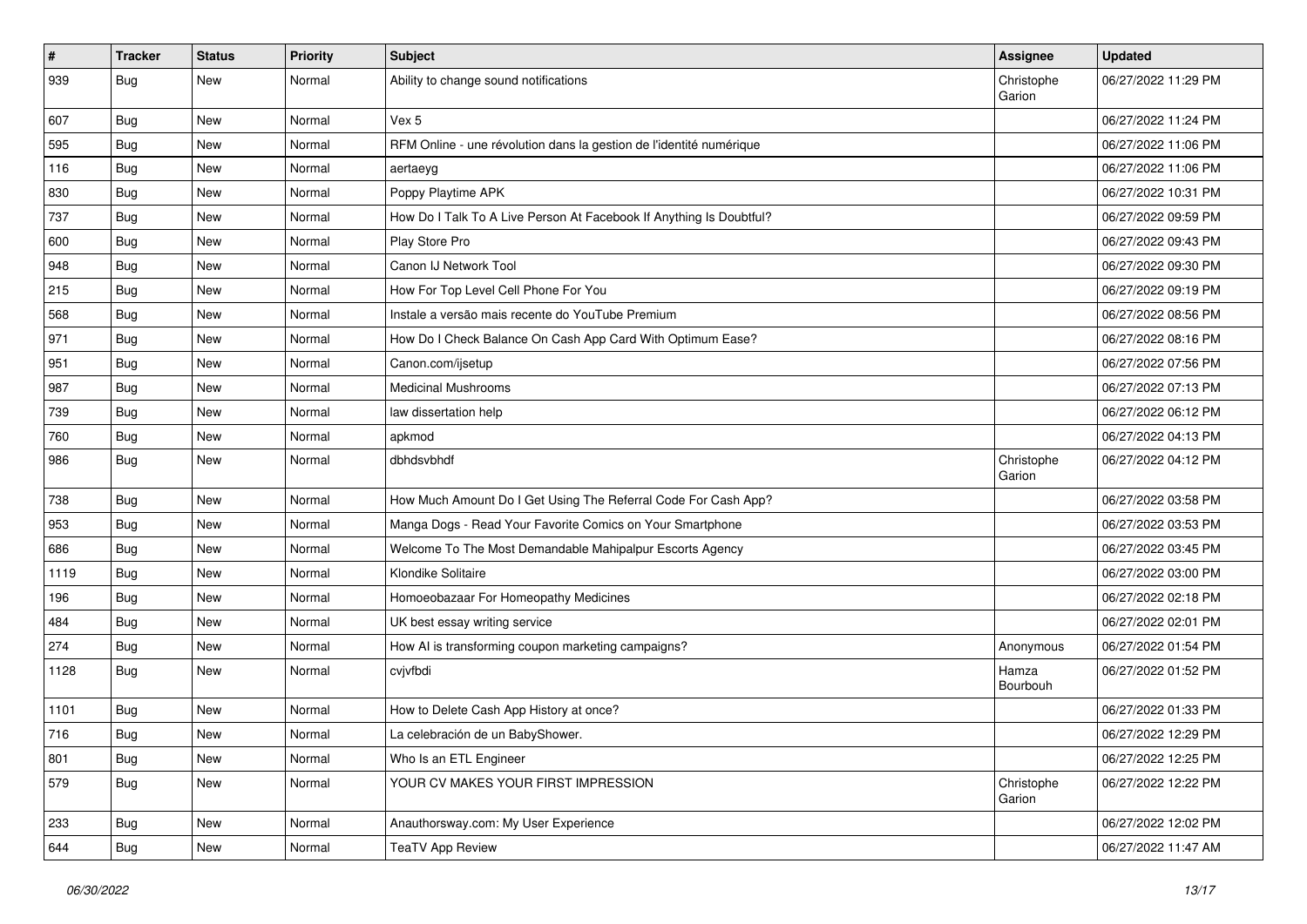| # | Tracker | Status | Priority | Subject | Assignee | Updated |
|---|---|---|---|---|---|---|
| 939 | Bug | New | Normal | Ability to change sound notifications | Christophe Garion | 06/27/2022 11:29 PM |
| 607 | Bug | New | Normal | Vex 5 | | 06/27/2022 11:24 PM |
| 595 | Bug | New | Normal | RFM Online - une révolution dans la gestion de l'identité numérique | | 06/27/2022 11:06 PM |
| 116 | Bug | New | Normal | aertaeyg | | 06/27/2022 11:06 PM |
| 830 | Bug | New | Normal | Poppy Playtime APK | | 06/27/2022 10:31 PM |
| 737 | Bug | New | Normal | How Do I Talk To A Live Person At Facebook If Anything Is Doubtful? | | 06/27/2022 09:59 PM |
| 600 | Bug | New | Normal | Play Store Pro | | 06/27/2022 09:43 PM |
| 948 | Bug | New | Normal | Canon IJ Network Tool | | 06/27/2022 09:30 PM |
| 215 | Bug | New | Normal | How For Top Level Cell Phone For You | | 06/27/2022 09:19 PM |
| 568 | Bug | New | Normal | Instale a versão mais recente do YouTube Premium | | 06/27/2022 08:56 PM |
| 971 | Bug | New | Normal | How Do I Check Balance On Cash App Card With Optimum Ease? | | 06/27/2022 08:16 PM |
| 951 | Bug | New | Normal | Canon.com/ijsetup | | 06/27/2022 07:56 PM |
| 987 | Bug | New | Normal | Medicinal Mushrooms | | 06/27/2022 07:13 PM |
| 739 | Bug | New | Normal | law dissertation help | | 06/27/2022 06:12 PM |
| 760 | Bug | New | Normal | apkmod | | 06/27/2022 04:13 PM |
| 986 | Bug | New | Normal | dbhdsvbhdf | Christophe Garion | 06/27/2022 04:12 PM |
| 738 | Bug | New | Normal | How Much Amount Do I Get Using The Referral Code For Cash App? | | 06/27/2022 03:58 PM |
| 953 | Bug | New | Normal | Manga Dogs - Read Your Favorite Comics on Your Smartphone | | 06/27/2022 03:53 PM |
| 686 | Bug | New | Normal | Welcome To The Most Demandable Mahipalpur Escorts Agency | | 06/27/2022 03:45 PM |
| 1119 | Bug | New | Normal | Klondike Solitaire | | 06/27/2022 03:00 PM |
| 196 | Bug | New | Normal | Homoeobazaar For Homeopathy Medicines | | 06/27/2022 02:18 PM |
| 484 | Bug | New | Normal | UK best essay writing service | | 06/27/2022 02:01 PM |
| 274 | Bug | New | Normal | How AI is transforming coupon marketing campaigns? | Anonymous | 06/27/2022 01:54 PM |
| 1128 | Bug | New | Normal | cvjvfbdi | Hamza Bourbouh | 06/27/2022 01:52 PM |
| 1101 | Bug | New | Normal | How to Delete Cash App History at once? | | 06/27/2022 01:33 PM |
| 716 | Bug | New | Normal | La celebración de un BabyShower. | | 06/27/2022 12:29 PM |
| 801 | Bug | New | Normal | Who Is an ETL Engineer | | 06/27/2022 12:25 PM |
| 579 | Bug | New | Normal | YOUR CV MAKES YOUR FIRST IMPRESSION | Christophe Garion | 06/27/2022 12:22 PM |
| 233 | Bug | New | Normal | Anauthorsway.com: My User Experience | | 06/27/2022 12:02 PM |
| 644 | Bug | New | Normal | TeaTV App Review | | 06/27/2022 11:47 AM |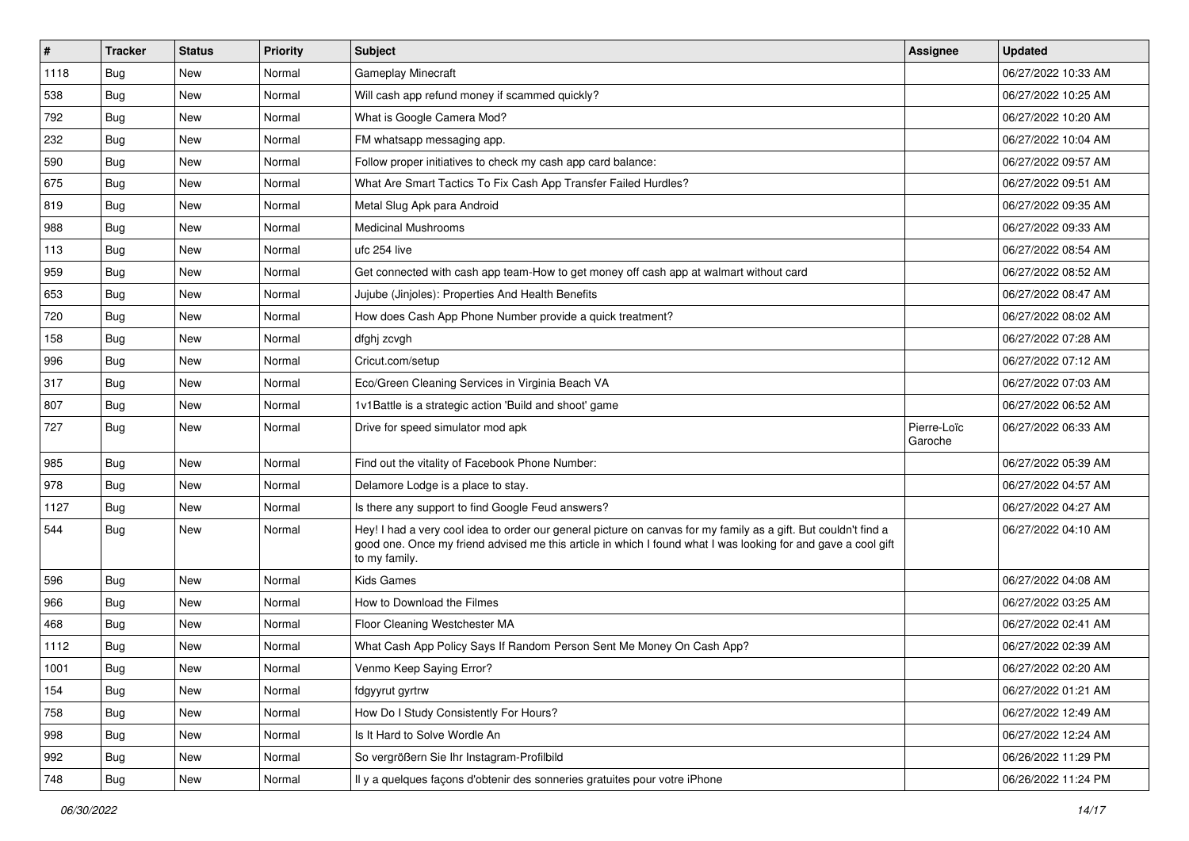| # | Tracker | Status | Priority | Subject | Assignee | Updated |
|---|---|---|---|---|---|---|
| 1118 | Bug | New | Normal | Gameplay Minecraft | | 06/27/2022 10:33 AM |
| 538 | Bug | New | Normal | Will cash app refund money if scammed quickly? | | 06/27/2022 10:25 AM |
| 792 | Bug | New | Normal | What is Google Camera Mod? | | 06/27/2022 10:20 AM |
| 232 | Bug | New | Normal | FM whatsapp messaging app. | | 06/27/2022 10:04 AM |
| 590 | Bug | New | Normal | Follow proper initiatives to check my cash app card balance: | | 06/27/2022 09:57 AM |
| 675 | Bug | New | Normal | What Are Smart Tactics To Fix Cash App Transfer Failed Hurdles? | | 06/27/2022 09:51 AM |
| 819 | Bug | New | Normal | Metal Slug Apk para Android | | 06/27/2022 09:35 AM |
| 988 | Bug | New | Normal | Medicinal Mushrooms | | 06/27/2022 09:33 AM |
| 113 | Bug | New | Normal | ufc 254 live | | 06/27/2022 08:54 AM |
| 959 | Bug | New | Normal | Get connected with cash app team-How to get money off cash app at walmart without card | | 06/27/2022 08:52 AM |
| 653 | Bug | New | Normal | Jujube (Jinjoles): Properties And Health Benefits | | 06/27/2022 08:47 AM |
| 720 | Bug | New | Normal | How does Cash App Phone Number provide a quick treatment? | | 06/27/2022 08:02 AM |
| 158 | Bug | New | Normal | dfghj zcvgh | | 06/27/2022 07:28 AM |
| 996 | Bug | New | Normal | Cricut.com/setup | | 06/27/2022 07:12 AM |
| 317 | Bug | New | Normal | Eco/Green Cleaning Services in Virginia Beach VA | | 06/27/2022 07:03 AM |
| 807 | Bug | New | Normal | 1v1Battle is a strategic action 'Build and shoot' game | | 06/27/2022 06:52 AM |
| 727 | Bug | New | Normal | Drive for speed simulator mod apk | Pierre-Loïc Garoche | 06/27/2022 06:33 AM |
| 985 | Bug | New | Normal | Find out the vitality of Facebook Phone Number: | | 06/27/2022 05:39 AM |
| 978 | Bug | New | Normal | Delamore Lodge is a place to stay. | | 06/27/2022 04:57 AM |
| 1127 | Bug | New | Normal | Is there any support to find Google Feud answers? | | 06/27/2022 04:27 AM |
| 544 | Bug | New | Normal | Hey! I had a very cool idea to order our general picture on canvas for my family as a gift. But couldn't find a good one. Once my friend advised me this article in which I found what I was looking for and gave a cool gift to my family. | | 06/27/2022 04:10 AM |
| 596 | Bug | New | Normal | Kids Games | | 06/27/2022 04:08 AM |
| 966 | Bug | New | Normal | How to Download the Filmes | | 06/27/2022 03:25 AM |
| 468 | Bug | New | Normal | Floor Cleaning Westchester MA | | 06/27/2022 02:41 AM |
| 1112 | Bug | New | Normal | What Cash App Policy Says If Random Person Sent Me Money On Cash App? | | 06/27/2022 02:39 AM |
| 1001 | Bug | New | Normal | Venmo Keep Saying Error? | | 06/27/2022 02:20 AM |
| 154 | Bug | New | Normal | fdgyyrut gyrtrw | | 06/27/2022 01:21 AM |
| 758 | Bug | New | Normal | How Do I Study Consistently For Hours? | | 06/27/2022 12:49 AM |
| 998 | Bug | New | Normal | Is It Hard to Solve Wordle An | | 06/27/2022 12:24 AM |
| 992 | Bug | New | Normal | So vergrößern Sie Ihr Instagram-Profilbild | | 06/26/2022 11:29 PM |
| 748 | Bug | New | Normal | Il y a quelques façons d'obtenir des sonneries gratuites pour votre iPhone | | 06/26/2022 11:24 PM |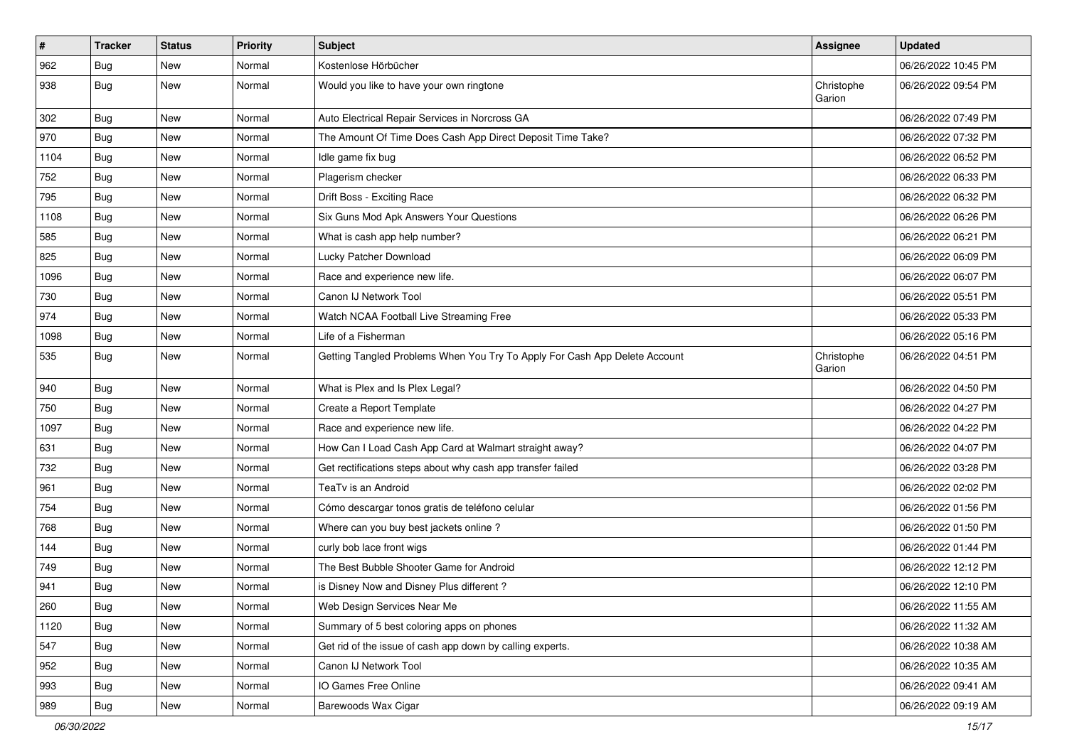| # | Tracker | Status | Priority | Subject | Assignee | Updated |
|---|---|---|---|---|---|---|
| 962 | Bug | New | Normal | Kostenlose Hörbücher | | 06/26/2022 10:45 PM |
| 938 | Bug | New | Normal | Would you like to have your own ringtone | Christophe Garion | 06/26/2022 09:54 PM |
| 302 | Bug | New | Normal | Auto Electrical Repair Services in Norcross GA | | 06/26/2022 07:49 PM |
| 970 | Bug | New | Normal | The Amount Of Time Does Cash App Direct Deposit Time Take? | | 06/26/2022 07:32 PM |
| 1104 | Bug | New | Normal | Idle game fix bug | | 06/26/2022 06:52 PM |
| 752 | Bug | New | Normal | Plagerism checker | | 06/26/2022 06:33 PM |
| 795 | Bug | New | Normal | Drift Boss - Exciting Race | | 06/26/2022 06:32 PM |
| 1108 | Bug | New | Normal | Six Guns Mod Apk Answers Your Questions | | 06/26/2022 06:26 PM |
| 585 | Bug | New | Normal | What is cash app help number? | | 06/26/2022 06:21 PM |
| 825 | Bug | New | Normal | Lucky Patcher Download | | 06/26/2022 06:09 PM |
| 1096 | Bug | New | Normal | Race and experience new life. | | 06/26/2022 06:07 PM |
| 730 | Bug | New | Normal | Canon IJ Network Tool | | 06/26/2022 05:51 PM |
| 974 | Bug | New | Normal | Watch NCAA Football Live Streaming Free | | 06/26/2022 05:33 PM |
| 1098 | Bug | New | Normal | Life of a Fisherman | | 06/26/2022 05:16 PM |
| 535 | Bug | New | Normal | Getting Tangled Problems When You Try To Apply For Cash App Delete Account | Christophe Garion | 06/26/2022 04:51 PM |
| 940 | Bug | New | Normal | What is Plex and Is Plex Legal? | | 06/26/2022 04:50 PM |
| 750 | Bug | New | Normal | Create a Report Template | | 06/26/2022 04:27 PM |
| 1097 | Bug | New | Normal | Race and experience new life. | | 06/26/2022 04:22 PM |
| 631 | Bug | New | Normal | How Can I Load Cash App Card at Walmart straight away? | | 06/26/2022 04:07 PM |
| 732 | Bug | New | Normal | Get rectifications steps about why cash app transfer failed | | 06/26/2022 03:28 PM |
| 961 | Bug | New | Normal | TeaTv is an Android | | 06/26/2022 02:02 PM |
| 754 | Bug | New | Normal | Cómo descargar tonos gratis de teléfono celular | | 06/26/2022 01:56 PM |
| 768 | Bug | New | Normal | Where can you buy best jackets online ? | | 06/26/2022 01:50 PM |
| 144 | Bug | New | Normal | curly bob lace front wigs | | 06/26/2022 01:44 PM |
| 749 | Bug | New | Normal | The Best Bubble Shooter Game for Android | | 06/26/2022 12:12 PM |
| 941 | Bug | New | Normal | is Disney Now and Disney Plus different ? | | 06/26/2022 12:10 PM |
| 260 | Bug | New | Normal | Web Design Services Near Me | | 06/26/2022 11:55 AM |
| 1120 | Bug | New | Normal | Summary of 5 best coloring apps on phones | | 06/26/2022 11:32 AM |
| 547 | Bug | New | Normal | Get rid of the issue of cash app down by calling experts. | | 06/26/2022 10:38 AM |
| 952 | Bug | New | Normal | Canon IJ Network Tool | | 06/26/2022 10:35 AM |
| 993 | Bug | New | Normal | IO Games Free Online | | 06/26/2022 09:41 AM |
| 989 | Bug | New | Normal | Barewoods Wax Cigar | | 06/26/2022 09:19 AM |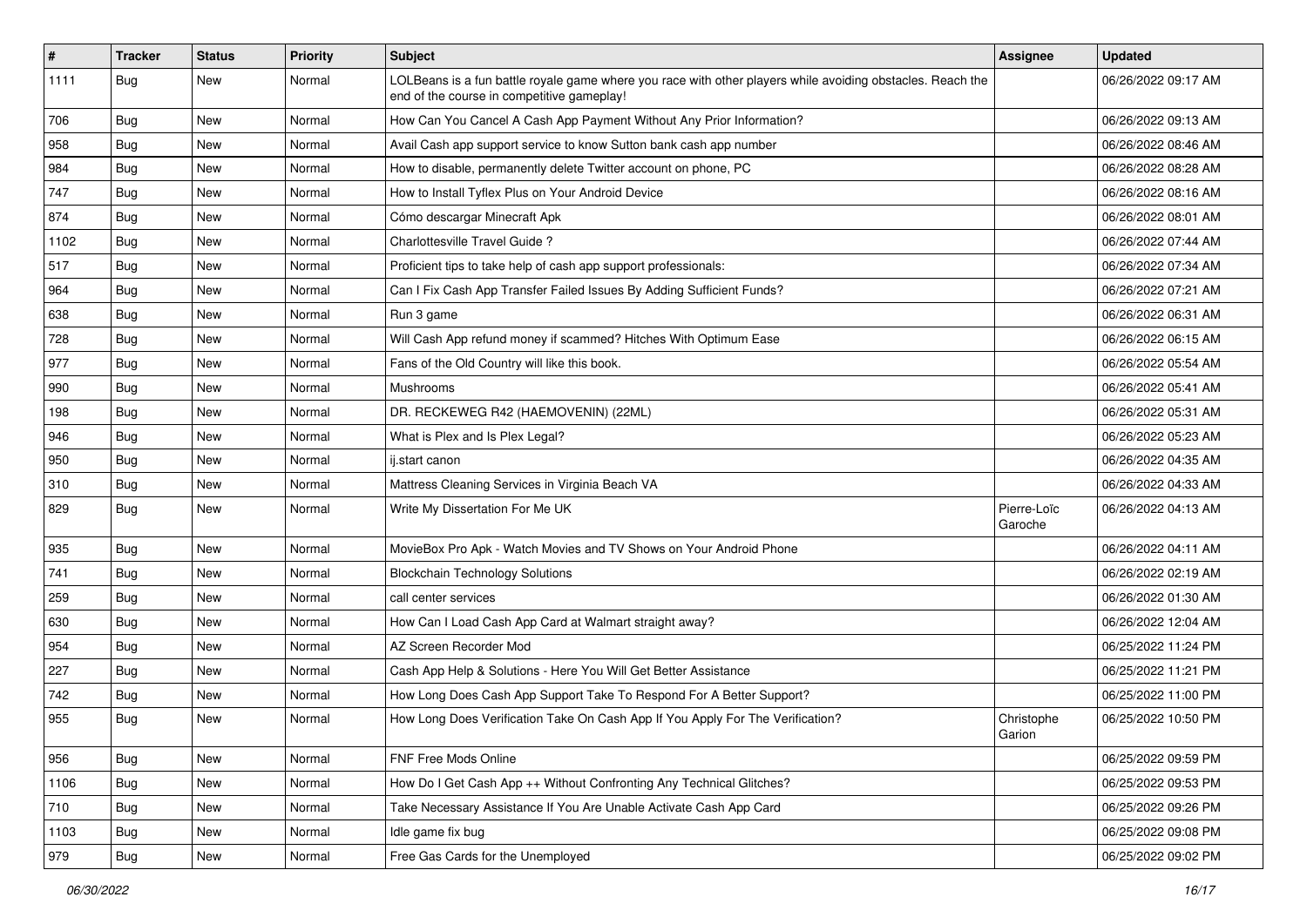| # | Tracker | Status | Priority | Subject | Assignee | Updated |
|---|---|---|---|---|---|---|
| 1111 | Bug | New | Normal | LOLBeans is a fun battle royale game where you race with other players while avoiding obstacles. Reach the end of the course in competitive gameplay! | | 06/26/2022 09:17 AM |
| 706 | Bug | New | Normal | How Can You Cancel A Cash App Payment Without Any Prior Information? | | 06/26/2022 09:13 AM |
| 958 | Bug | New | Normal | Avail Cash app support service to know Sutton bank cash app number | | 06/26/2022 08:46 AM |
| 984 | Bug | New | Normal | How to disable, permanently delete Twitter account on phone, PC | | 06/26/2022 08:28 AM |
| 747 | Bug | New | Normal | How to Install Tyflex Plus on Your Android Device | | 06/26/2022 08:16 AM |
| 874 | Bug | New | Normal | Cómo descargar Minecraft Apk | | 06/26/2022 08:01 AM |
| 1102 | Bug | New | Normal | Charlottesville Travel Guide ? | | 06/26/2022 07:44 AM |
| 517 | Bug | New | Normal | Proficient tips to take help of cash app support professionals: | | 06/26/2022 07:34 AM |
| 964 | Bug | New | Normal | Can I Fix Cash App Transfer Failed Issues By Adding Sufficient Funds? | | 06/26/2022 07:21 AM |
| 638 | Bug | New | Normal | Run 3 game | | 06/26/2022 06:31 AM |
| 728 | Bug | New | Normal | Will Cash App refund money if scammed? Hitches With Optimum Ease | | 06/26/2022 06:15 AM |
| 977 | Bug | New | Normal | Fans of the Old Country will like this book. | | 06/26/2022 05:54 AM |
| 990 | Bug | New | Normal | Mushrooms | | 06/26/2022 05:41 AM |
| 198 | Bug | New | Normal | DR. RECKEWEG R42 (HAEMOVENIN) (22ML) | | 06/26/2022 05:31 AM |
| 946 | Bug | New | Normal | What is Plex and Is Plex Legal? | | 06/26/2022 05:23 AM |
| 950 | Bug | New | Normal | ij.start canon | | 06/26/2022 04:35 AM |
| 310 | Bug | New | Normal | Mattress Cleaning Services in Virginia Beach VA | | 06/26/2022 04:33 AM |
| 829 | Bug | New | Normal | Write My Dissertation For Me UK | Pierre-Loïc Garoche | 06/26/2022 04:13 AM |
| 935 | Bug | New | Normal | MovieBox Pro Apk - Watch Movies and TV Shows on Your Android Phone | | 06/26/2022 04:11 AM |
| 741 | Bug | New | Normal | Blockchain Technology Solutions | | 06/26/2022 02:19 AM |
| 259 | Bug | New | Normal | call center services | | 06/26/2022 01:30 AM |
| 630 | Bug | New | Normal | How Can I Load Cash App Card at Walmart straight away? | | 06/26/2022 12:04 AM |
| 954 | Bug | New | Normal | AZ Screen Recorder Mod | | 06/25/2022 11:24 PM |
| 227 | Bug | New | Normal | Cash App Help & Solutions - Here You Will Get Better Assistance | | 06/25/2022 11:21 PM |
| 742 | Bug | New | Normal | How Long Does Cash App Support Take To Respond For A Better Support? | | 06/25/2022 11:00 PM |
| 955 | Bug | New | Normal | How Long Does Verification Take On Cash App If You Apply For The Verification? | Christophe Garion | 06/25/2022 10:50 PM |
| 956 | Bug | New | Normal | FNF Free Mods Online | | 06/25/2022 09:59 PM |
| 1106 | Bug | New | Normal | How Do I Get Cash App ++ Without Confronting Any Technical Glitches? | | 06/25/2022 09:53 PM |
| 710 | Bug | New | Normal | Take Necessary Assistance If You Are Unable Activate Cash App Card | | 06/25/2022 09:26 PM |
| 1103 | Bug | New | Normal | Idle game fix bug | | 06/25/2022 09:08 PM |
| 979 | Bug | New | Normal | Free Gas Cards for the Unemployed | | 06/25/2022 09:02 PM |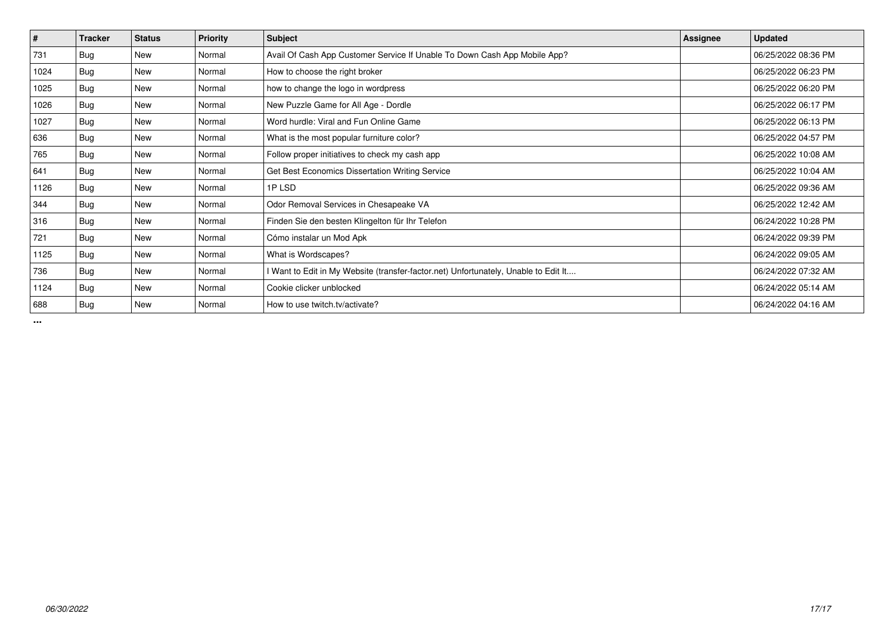| # | Tracker | Status | Priority | Subject | Assignee | Updated |
|---|---|---|---|---|---|---|
| 731 | Bug | New | Normal | Avail Of Cash App Customer Service If Unable To Down Cash App Mobile App? | | 06/25/2022 08:36 PM |
| 1024 | Bug | New | Normal | How to choose the right broker | | 06/25/2022 06:23 PM |
| 1025 | Bug | New | Normal | how to change the logo in wordpress | | 06/25/2022 06:20 PM |
| 1026 | Bug | New | Normal | New Puzzle Game for All Age - Dordle | | 06/25/2022 06:17 PM |
| 1027 | Bug | New | Normal | Word hurdle: Viral and Fun Online Game | | 06/25/2022 06:13 PM |
| 636 | Bug | New | Normal | What is the most popular furniture color? | | 06/25/2022 04:57 PM |
| 765 | Bug | New | Normal | Follow proper initiatives to check my cash app | | 06/25/2022 10:08 AM |
| 641 | Bug | New | Normal | Get Best Economics Dissertation Writing Service | | 06/25/2022 10:04 AM |
| 1126 | Bug | New | Normal | 1P LSD | | 06/25/2022 09:36 AM |
| 344 | Bug | New | Normal | Odor Removal Services in Chesapeake VA | | 06/25/2022 12:42 AM |
| 316 | Bug | New | Normal | Finden Sie den besten Klingelton für Ihr Telefon | | 06/24/2022 10:28 PM |
| 721 | Bug | New | Normal | Cómo instalar un Mod Apk | | 06/24/2022 09:39 PM |
| 1125 | Bug | New | Normal | What is Wordscapes? | | 06/24/2022 09:05 AM |
| 736 | Bug | New | Normal | I Want to Edit in My Website (transfer-factor.net) Unfortunately, Unable to Edit It.... | | 06/24/2022 07:32 AM |
| 1124 | Bug | New | Normal | Cookie clicker unblocked | | 06/24/2022 05:14 AM |
| 688 | Bug | New | Normal | How to use twitch.tv/activate? | | 06/24/2022 04:16 AM |

...